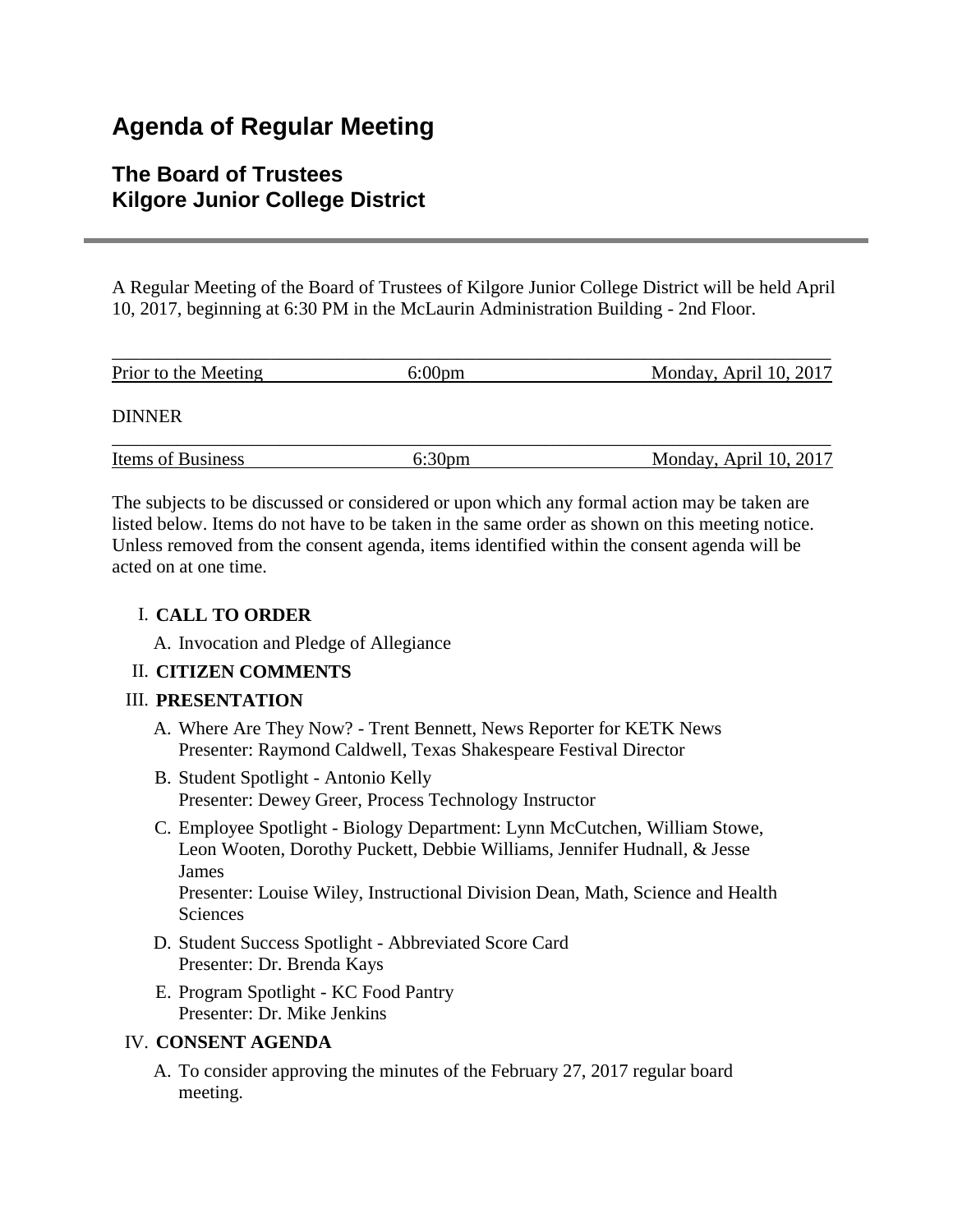# Agenda of Regular Meeting

## The Board of Trustees
## Kilgore Junior College District

---

A Regular Meeting of the Board of Trustees of Kilgore Junior College District will be held April 10, 2017, beginning at 6:30 PM in the McLaurin Administration Building - 2nd Floor.

| Prior to the Meeting | 6:00pm | Monday, April 10, 2017 |
|---|---|---|

DINNER

| Items of Business | 6:30pm | Monday, April 10, 2017 |
|---|---|---|

The subjects to be discussed or considered or upon which any formal action may be taken are listed below. Items do not have to be taken in the same order as shown on this meeting notice. Unless removed from the consent agenda, items identified within the consent agenda will be acted on at one time.

I. **CALL TO ORDER**

   A. Invocation and Pledge of Allegiance

II. **CITIZEN COMMENTS**

III. **PRESENTATION**

   A. Where Are They Now? - Trent Bennett, News Reporter for KETK News
      Presenter: Raymond Caldwell, Texas Shakespeare Festival Director

   B. Student Spotlight - Antonio Kelly
      Presenter: Dewey Greer, Process Technology Instructor

   C. Employee Spotlight - Biology Department: Lynn McCutchen, William Stowe, Leon Wooten, Dorothy Puckett, Debbie Williams, Jennifer Hudnall, & Jesse James
      Presenter: Louise Wiley, Instructional Division Dean, Math, Science and Health Sciences

   D. Student Success Spotlight - Abbreviated Score Card
      Presenter: Dr. Brenda Kays

   E. Program Spotlight - KC Food Pantry
      Presenter: Dr. Mike Jenkins

IV. **CONSENT AGENDA**

   A. To consider approving the minutes of the February 27, 2017 regular board meeting.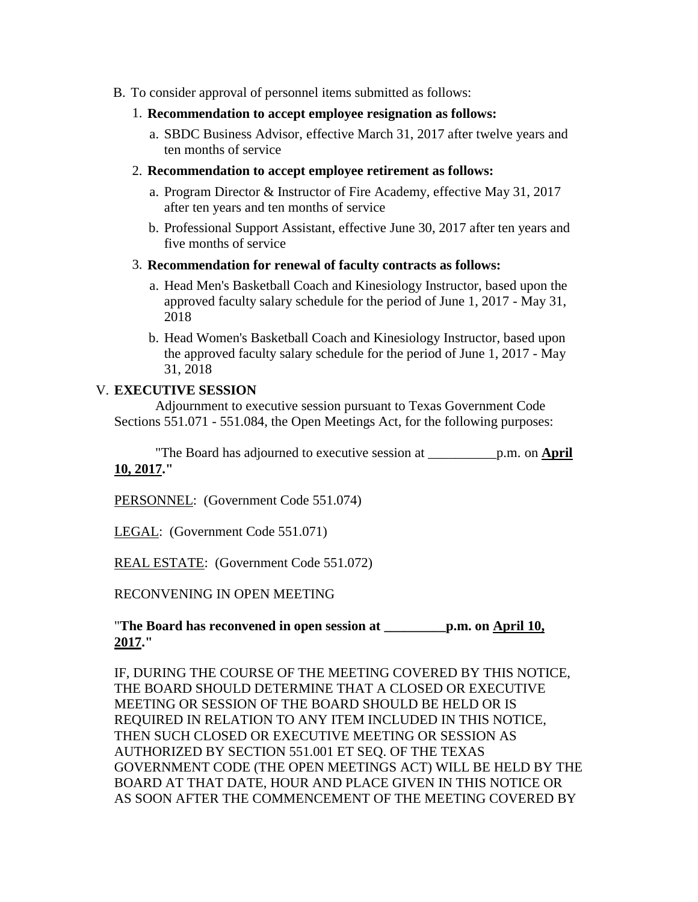B. To consider approval of personnel items submitted as follows:

1. **Recommendation to accept employee resignation as follows:**

   a. SBDC Business Advisor, effective March 31, 2017 after twelve years and ten months of service

2. **Recommendation to accept employee retirement as follows:**

   a. Program Director & Instructor of Fire Academy, effective May 31, 2017 after ten years and ten months of service

   b. Professional Support Assistant, effective June 30, 2017 after ten years and five months of service

3. **Recommendation for renewal of faculty contracts as follows:**

   a. Head Men's Basketball Coach and Kinesiology Instructor, based upon the approved faculty salary schedule for the period of June 1, 2017 - May 31, 2018

   b. Head Women's Basketball Coach and Kinesiology Instructor, based upon the approved faculty salary schedule for the period of June 1, 2017 - May 31, 2018

V. **EXECUTIVE SESSION**

Adjournment to executive session pursuant to Texas Government Code Sections 551.071 - 551.084, the Open Meetings Act, for the following purposes:

"The Board has adjourned to executive session at __________p.m. on <u>**April 10, 2017**</u>."

<u>PERSONNEL</u>: (Government Code 551.074)

<u>LEGAL</u>: (Government Code 551.071)

<u>REAL ESTATE</u>: (Government Code 551.072)

RECONVENING IN OPEN MEETING

"**The Board has reconvened in open session at _________p.m. on <u>April 10, 2017</u>.**"

IF, DURING THE COURSE OF THE MEETING COVERED BY THIS NOTICE, THE BOARD SHOULD DETERMINE THAT A CLOSED OR EXECUTIVE MEETING OR SESSION OF THE BOARD SHOULD BE HELD OR IS REQUIRED IN RELATION TO ANY ITEM INCLUDED IN THIS NOTICE, THEN SUCH CLOSED OR EXECUTIVE MEETING OR SESSION AS AUTHORIZED BY SECTION 551.001 ET SEQ. OF THE TEXAS GOVERNMENT CODE (THE OPEN MEETINGS ACT) WILL BE HELD BY THE BOARD AT THAT DATE, HOUR AND PLACE GIVEN IN THIS NOTICE OR AS SOON AFTER THE COMMENCEMENT OF THE MEETING COVERED BY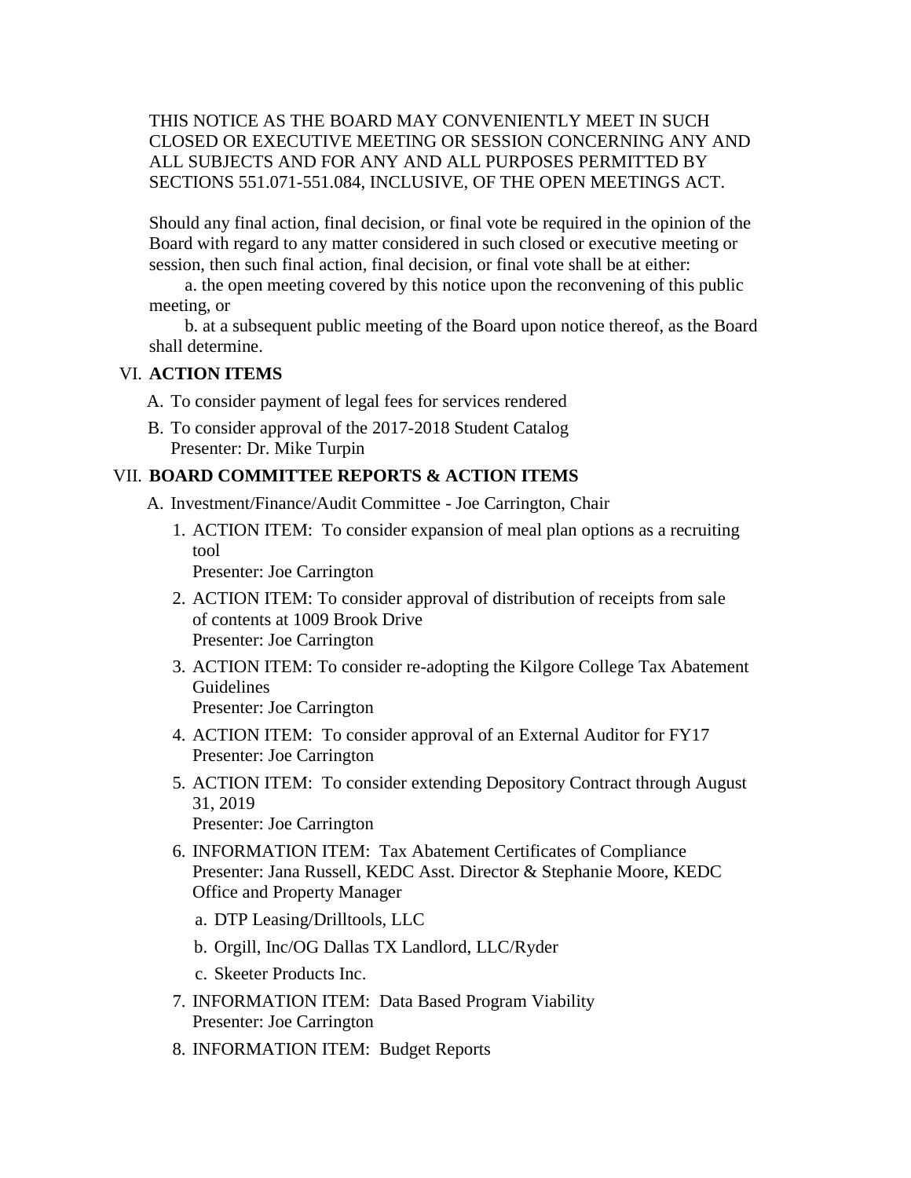THIS NOTICE AS THE BOARD MAY CONVENIENTLY MEET IN SUCH CLOSED OR EXECUTIVE MEETING OR SESSION CONCERNING ANY AND ALL SUBJECTS AND FOR ANY AND ALL PURPOSES PERMITTED BY SECTIONS 551.071-551.084, INCLUSIVE, OF THE OPEN MEETINGS ACT.

Should any final action, final decision, or final vote be required in the opinion of the Board with regard to any matter considered in such closed or executive meeting or session, then such final action, final decision, or final vote shall be at either:

a. the open meeting covered by this notice upon the reconvening of this public meeting, or

b. at a subsequent public meeting of the Board upon notice thereof, as the Board shall determine.

VI. **ACTION ITEMS**

A. To consider payment of legal fees for services rendered

B. To consider approval of the 2017-2018 Student Catalog
   Presenter: Dr. Mike Turpin

VII. **BOARD COMMITTEE REPORTS & ACTION ITEMS**

A. Investment/Finance/Audit Committee - Joe Carrington, Chair

1. ACTION ITEM: To consider expansion of meal plan options as a recruiting tool
   Presenter: Joe Carrington

2. ACTION ITEM: To consider approval of distribution of receipts from sale of contents at 1009 Brook Drive
   Presenter: Joe Carrington

3. ACTION ITEM: To consider re-adopting the Kilgore College Tax Abatement Guidelines
   Presenter: Joe Carrington

4. ACTION ITEM: To consider approval of an External Auditor for FY17
   Presenter: Joe Carrington

5. ACTION ITEM: To consider extending Depository Contract through August 31, 2019
   Presenter: Joe Carrington

6. INFORMATION ITEM: Tax Abatement Certificates of Compliance
   Presenter: Jana Russell, KEDC Asst. Director & Stephanie Moore, KEDC Office and Property Manager

   a. DTP Leasing/Drilltools, LLC

   b. Orgill, Inc/OG Dallas TX Landlord, LLC/Ryder

   c. Skeeter Products Inc.

7. INFORMATION ITEM: Data Based Program Viability
   Presenter: Joe Carrington

8. INFORMATION ITEM: Budget Reports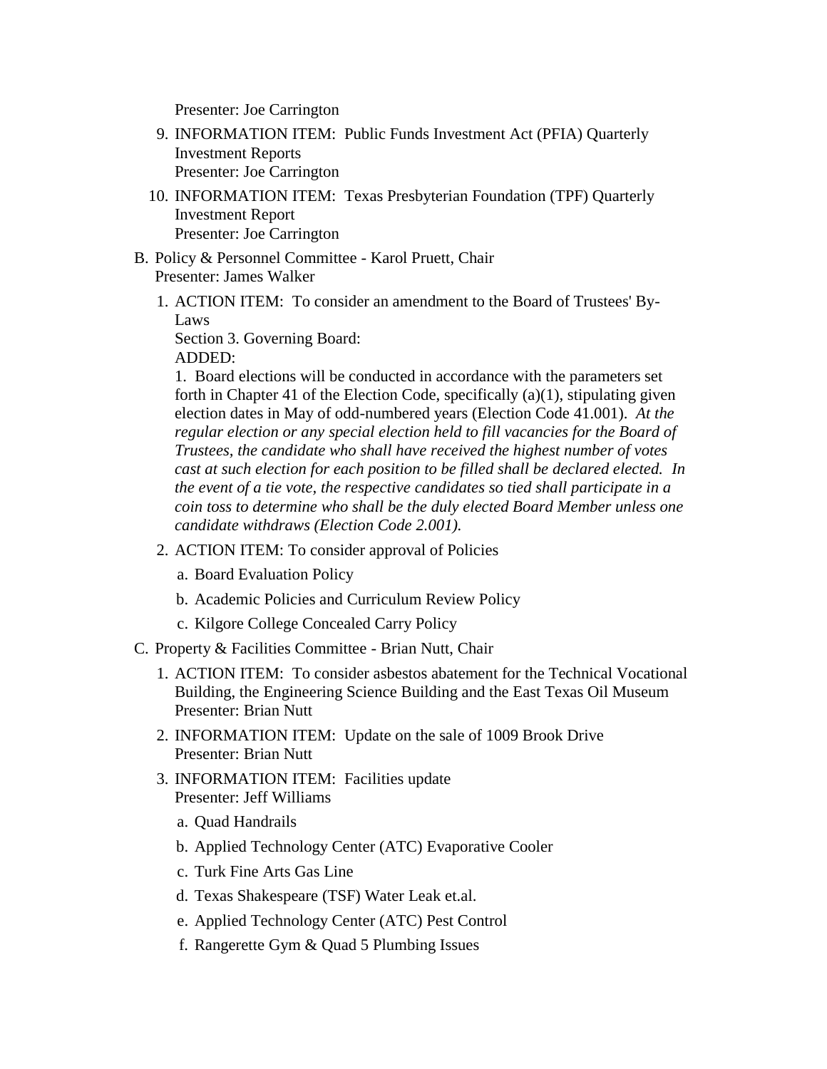Presenter: Joe Carrington

9. INFORMATION ITEM:  Public Funds Investment Act (PFIA) Quarterly Investment Reports
   Presenter: Joe Carrington
10. INFORMATION ITEM:  Texas Presbyterian Foundation (TPF) Quarterly Investment Report
    Presenter: Joe Carrington

B. Policy & Personnel Committee - Karol Pruett, Chair
   Presenter: James Walker

   1. ACTION ITEM:  To consider an amendment to the Board of Trustees' By-Laws
      Section 3. Governing Board:
      ADDED:
      1.  Board elections will be conducted in accordance with the parameters set forth in Chapter 41 of the Election Code, specifically (a)(1), stipulating given election dates in May of odd-numbered years (Election Code 41.001).  *At the regular election or any special election held to fill vacancies for the Board of Trustees, the candidate who shall have received the highest number of votes cast at such election for each position to be filled shall be declared elected.  In the event of a tie vote, the respective candidates so tied shall participate in a coin toss to determine who shall be the duly elected Board Member unless one candidate withdraws (Election Code 2.001).*
   2. ACTION ITEM: To consider approval of Policies
      a. Board Evaluation Policy
      b. Academic Policies and Curriculum Review Policy
      c. Kilgore College Concealed Carry Policy

C. Property & Facilities Committee - Brian Nutt, Chair

   1. ACTION ITEM:  To consider asbestos abatement for the Technical Vocational Building, the Engineering Science Building and the East Texas Oil Museum
      Presenter: Brian Nutt
   2. INFORMATION ITEM:  Update on the sale of 1009 Brook Drive
      Presenter: Brian Nutt
   3. INFORMATION ITEM:  Facilities update
      Presenter: Jeff Williams
      a. Quad Handrails
      b. Applied Technology Center (ATC) Evaporative Cooler
      c. Turk Fine Arts Gas Line
      d. Texas Shakespeare (TSF) Water Leak et.al.
      e. Applied Technology Center (ATC) Pest Control
      f. Rangerette Gym & Quad 5 Plumbing Issues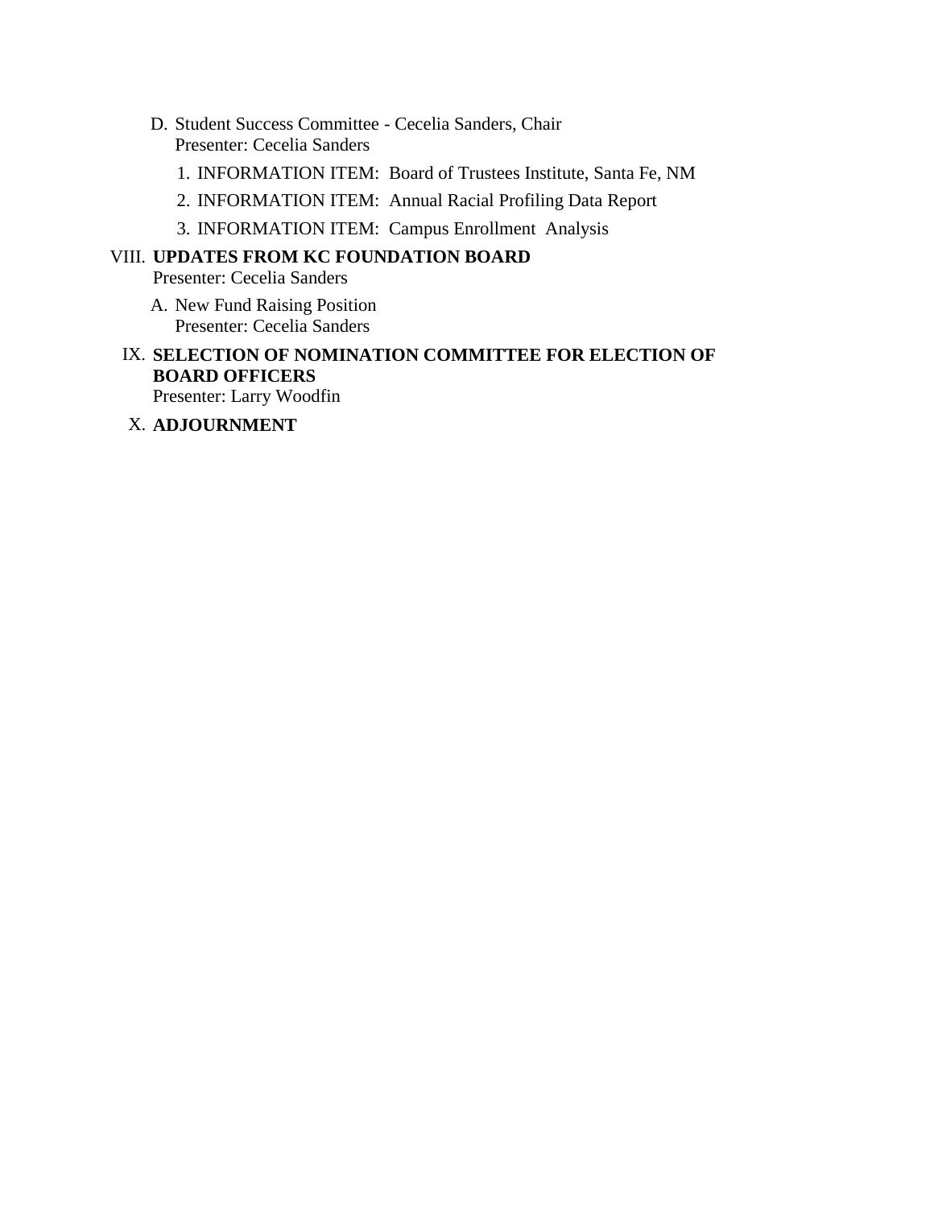D. Student Success Committee - Cecelia Sanders, Chair
   Presenter: Cecelia Sanders

   1. INFORMATION ITEM: Board of Trustees Institute, Santa Fe, NM

   2. INFORMATION ITEM: Annual Racial Profiling Data Report

   3. INFORMATION ITEM: Campus Enrollment Analysis

VIII. **UPDATES FROM KC FOUNDATION BOARD**
Presenter: Cecelia Sanders

A. New Fund Raising Position
   Presenter: Cecelia Sanders

IX. **SELECTION OF NOMINATION COMMITTEE FOR ELECTION OF BOARD OFFICERS**
Presenter: Larry Woodfin

X. **ADJOURNMENT**